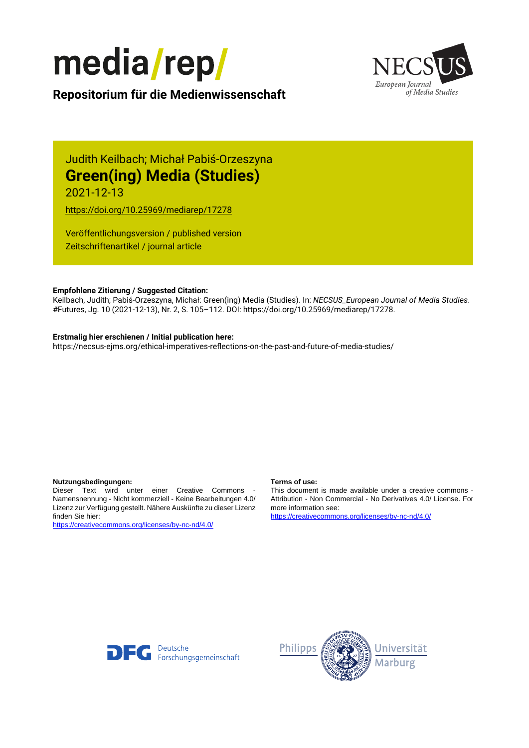media/rep/

**Repositorium für die Medienwissenschaft**

Judith Keilbach; Michał Pabiś-Orzeszyna

# Green(ing) Media (Studies)

2021-12-13

https://doi.org/10.25969/mediarep/17278

Veröffentlichungsversion / published version
Zeitschriftenartikel / journal article

**Empfohlene Zitierung / Suggested Citation:**
Keilbach, Judith; Pabiś-Orzeszyna, Michał: Green(ing) Media (Studies). In: *NECSUS_European Journal of Media Studies*. #Futures, Jg. 10 (2021-12-13), Nr. 2, S. 105–112. DOI: https://doi.org/10.25969/mediarep/17278.

**Erstmalig hier erschienen / Initial publication here:**
https://necsus-ejms.org/ethical-imperatives-reflections-on-the-past-and-future-of-media-studies/

**Nutzungsbedingungen:**
Dieser Text wird unter einer Creative Commons - Namensnennung - Nicht kommerziell - Keine Bearbeitungen 4.0/ Lizenz zur Verfügung gestellt. Nähere Auskünfte zu dieser Lizenz finden Sie hier:
https://creativecommons.org/licenses/by-nc-nd/4.0/

**Terms of use:**
This document is made available under a creative commons - Attribution - Non Commercial - No Derivatives 4.0/ License. For more information see:
https://creativecommons.org/licenses/by-nc-nd/4.0/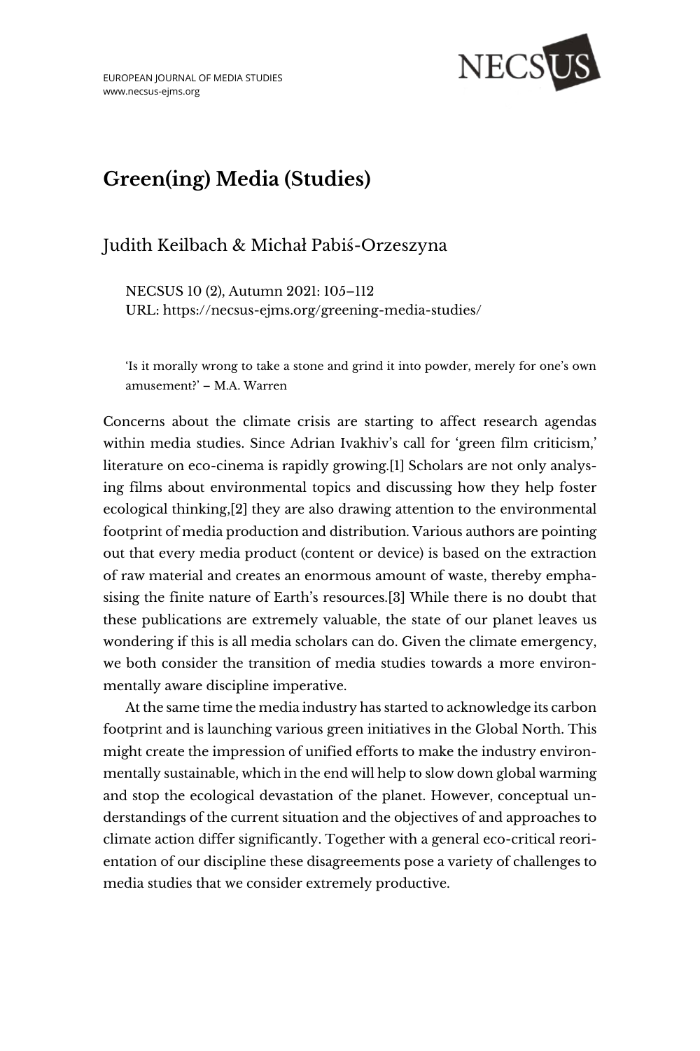# Green(ing) Media (Studies)

Judith Keilbach & Michał Pabiś-Orzeszyna

NECSUS 10 (2), Autumn 2021: 105–112
URL: https://necsus-ejms.org/greening-media-studies/

'Is it morally wrong to take a stone and grind it into powder, merely for one's own amusement?' – M.A. Warren

Concerns about the climate crisis are starting to affect research agendas within media studies. Since Adrian Ivakhiv's call for 'green film criticism,' literature on eco-cinema is rapidly growing.[1] Scholars are not only analysing films about environmental topics and discussing how they help foster ecological thinking,[2] they are also drawing attention to the environmental footprint of media production and distribution. Various authors are pointing out that every media product (content or device) is based on the extraction of raw material and creates an enormous amount of waste, thereby emphasising the finite nature of Earth's resources.[3] While there is no doubt that these publications are extremely valuable, the state of our planet leaves us wondering if this is all media scholars can do. Given the climate emergency, we both consider the transition of media studies towards a more environmentally aware discipline imperative.

At the same time the media industry has started to acknowledge its carbon footprint and is launching various green initiatives in the Global North. This might create the impression of unified efforts to make the industry environmentally sustainable, which in the end will help to slow down global warming and stop the ecological devastation of the planet. However, conceptual understandings of the current situation and the objectives of and approaches to climate action differ significantly. Together with a general eco-critical reorientation of our discipline these disagreements pose a variety of challenges to media studies that we consider extremely productive.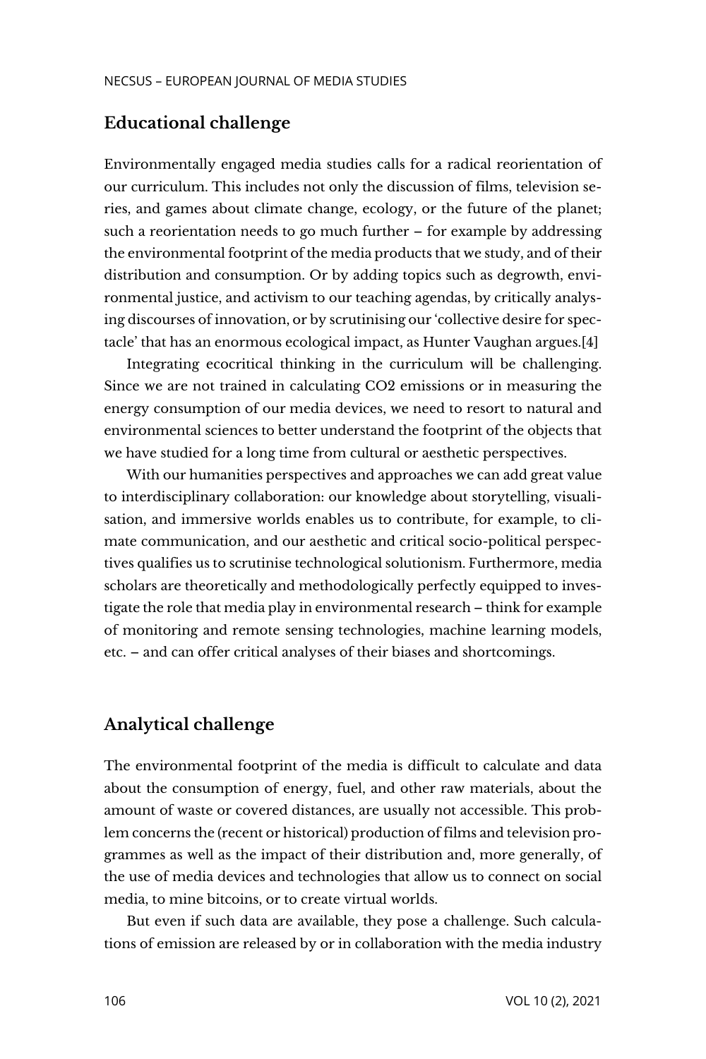## Educational challenge

Environmentally engaged media studies calls for a radical reorientation of our curriculum. This includes not only the discussion of films, television series, and games about climate change, ecology, or the future of the planet; such a reorientation needs to go much further – for example by addressing the environmental footprint of the media products that we study, and of their distribution and consumption. Or by adding topics such as degrowth, environmental justice, and activism to our teaching agendas, by critically analysing discourses of innovation, or by scrutinising our 'collective desire for spectacle' that has an enormous ecological impact, as Hunter Vaughan argues.[4]

Integrating ecocritical thinking in the curriculum will be challenging. Since we are not trained in calculating $CO_2$ emissions or in measuring the energy consumption of our media devices, we need to resort to natural and environmental sciences to better understand the footprint of the objects that we have studied for a long time from cultural or aesthetic perspectives.

With our humanities perspectives and approaches we can add great value to interdisciplinary collaboration: our knowledge about storytelling, visualisation, and immersive worlds enables us to contribute, for example, to climate communication, and our aesthetic and critical socio-political perspectives qualifies us to scrutinise technological solutionism. Furthermore, media scholars are theoretically and methodologically perfectly equipped to investigate the role that media play in environmental research – think for example of monitoring and remote sensing technologies, machine learning models, etc. – and can offer critical analyses of their biases and shortcomings.

## Analytical challenge

The environmental footprint of the media is difficult to calculate and data about the consumption of energy, fuel, and other raw materials, about the amount of waste or covered distances, are usually not accessible. This problem concerns the (recent or historical) production of films and television programmes as well as the impact of their distribution and, more generally, of the use of media devices and technologies that allow us to connect on social media, to mine bitcoins, or to create virtual worlds.

But even if such data are available, they pose a challenge. Such calculations of emission are released by or in collaboration with the media industry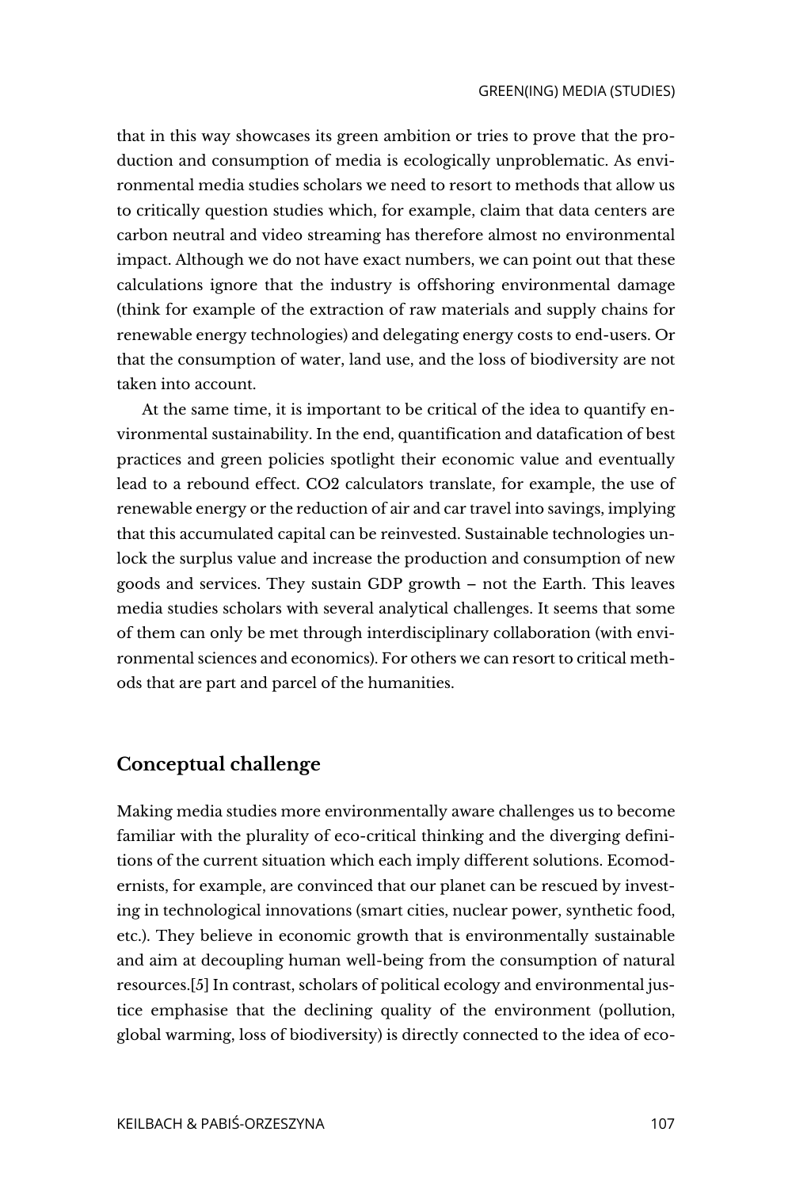that in this way showcases its green ambition or tries to prove that the production and consumption of media is ecologically unproblematic. As environmental media studies scholars we need to resort to methods that allow us to critically question studies which, for example, claim that data centers are carbon neutral and video streaming has therefore almost no environmental impact. Although we do not have exact numbers, we can point out that these calculations ignore that the industry is offshoring environmental damage (think for example of the extraction of raw materials and supply chains for renewable energy technologies) and delegating energy costs to end-users. Or that the consumption of water, land use, and the loss of biodiversity are not taken into account.

At the same time, it is important to be critical of the idea to quantify environmental sustainability. In the end, quantification and datafication of best practices and green policies spotlight their economic value and eventually lead to a rebound effect. $CO_2$ calculators translate, for example, the use of renewable energy or the reduction of air and car travel into savings, implying that this accumulated capital can be reinvested. Sustainable technologies unlock the surplus value and increase the production and consumption of new goods and services. They sustain GDP growth – not the Earth. This leaves media studies scholars with several analytical challenges. It seems that some of them can only be met through interdisciplinary collaboration (with environmental sciences and economics). For others we can resort to critical methods that are part and parcel of the humanities.

## Conceptual challenge

Making media studies more environmentally aware challenges us to become familiar with the plurality of eco-critical thinking and the diverging definitions of the current situation which each imply different solutions. Ecomodernists, for example, are convinced that our planet can be rescued by investing in technological innovations (smart cities, nuclear power, synthetic food, etc.). They believe in economic growth that is environmentally sustainable and aim at decoupling human well-being from the consumption of natural resources.[5] In contrast, scholars of political ecology and environmental justice emphasise that the declining quality of the environment (pollution, global warming, loss of biodiversity) is directly connected to the idea of eco-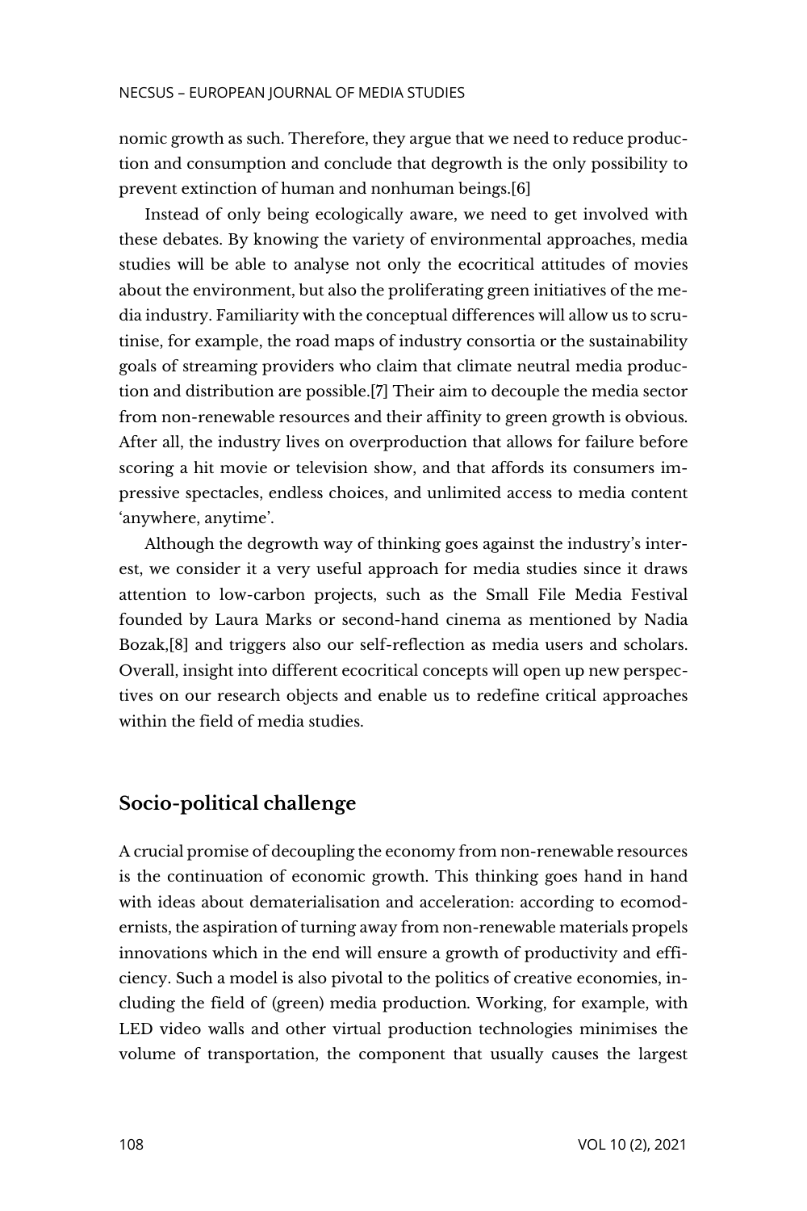nomic growth as such. Therefore, they argue that we need to reduce production and consumption and conclude that degrowth is the only possibility to prevent extinction of human and nonhuman beings.[6]

Instead of only being ecologically aware, we need to get involved with these debates. By knowing the variety of environmental approaches, media studies will be able to analyse not only the ecocritical attitudes of movies about the environment, but also the proliferating green initiatives of the media industry. Familiarity with the conceptual differences will allow us to scrutinise, for example, the road maps of industry consortia or the sustainability goals of streaming providers who claim that climate neutral media production and distribution are possible.[7] Their aim to decouple the media sector from non-renewable resources and their affinity to green growth is obvious. After all, the industry lives on overproduction that allows for failure before scoring a hit movie or television show, and that affords its consumers impressive spectacles, endless choices, and unlimited access to media content 'anywhere, anytime'.

Although the degrowth way of thinking goes against the industry's interest, we consider it a very useful approach for media studies since it draws attention to low-carbon projects, such as the Small File Media Festival founded by Laura Marks or second-hand cinema as mentioned by Nadia Bozak,[8] and triggers also our self-reflection as media users and scholars. Overall, insight into different ecocritical concepts will open up new perspectives on our research objects and enable us to redefine critical approaches within the field of media studies.

## Socio-political challenge

A crucial promise of decoupling the economy from non-renewable resources is the continuation of economic growth. This thinking goes hand in hand with ideas about dematerialisation and acceleration: according to ecomodernists, the aspiration of turning away from non-renewable materials propels innovations which in the end will ensure a growth of productivity and efficiency. Such a model is also pivotal to the politics of creative economies, including the field of (green) media production. Working, for example, with LED video walls and other virtual production technologies minimises the volume of transportation, the component that usually causes the largest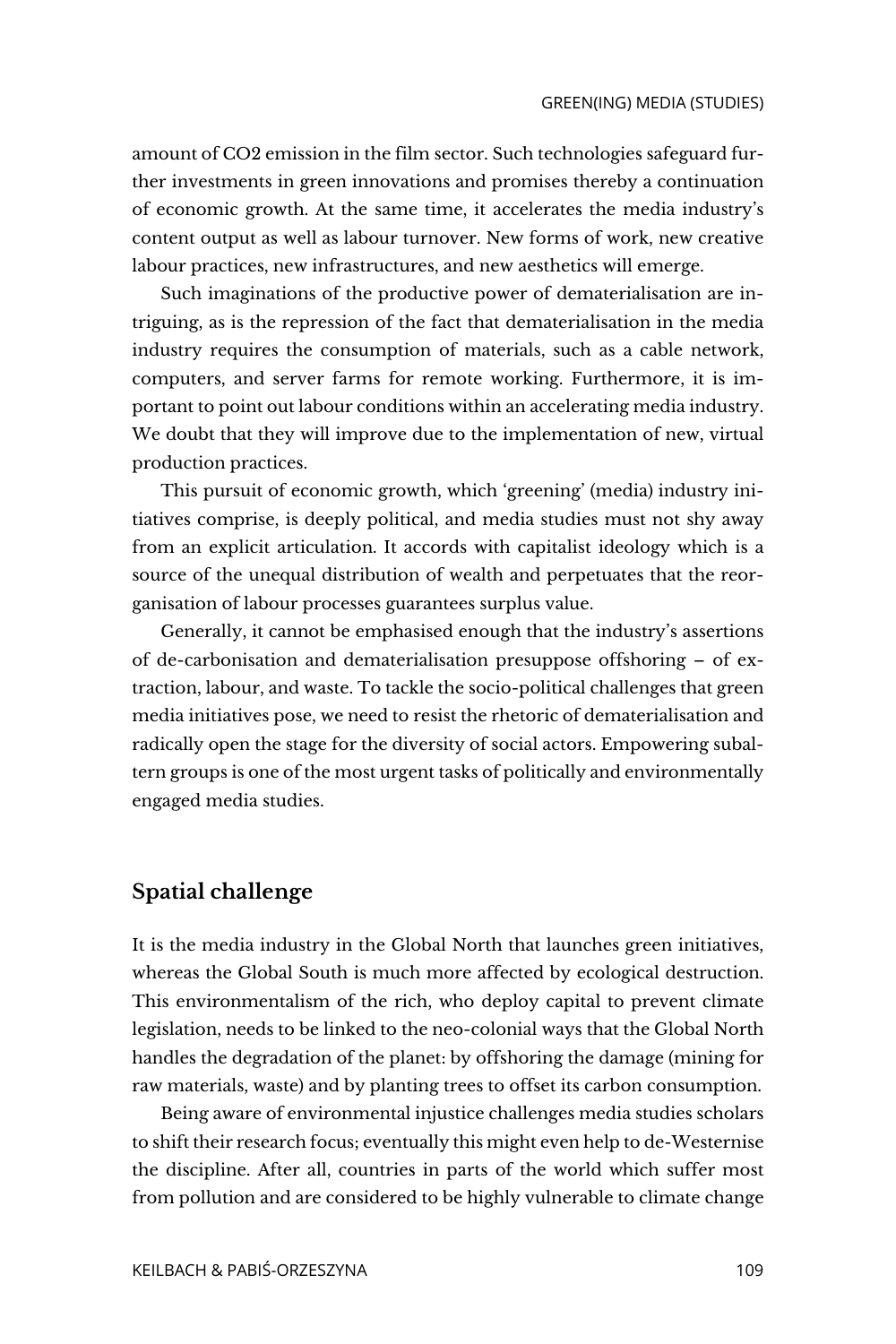amount of $CO_2$ emission in the film sector. Such technologies safeguard further investments in green innovations and promises thereby a continuation of economic growth. At the same time, it accelerates the media industry's content output as well as labour turnover. New forms of work, new creative labour practices, new infrastructures, and new aesthetics will emerge.

Such imaginations of the productive power of dematerialisation are intriguing, as is the repression of the fact that dematerialisation in the media industry requires the consumption of materials, such as a cable network, computers, and server farms for remote working. Furthermore, it is important to point out labour conditions within an accelerating media industry. We doubt that they will improve due to the implementation of new, virtual production practices.

This pursuit of economic growth, which 'greening' (media) industry initiatives comprise, is deeply political, and media studies must not shy away from an explicit articulation. It accords with capitalist ideology which is a source of the unequal distribution of wealth and perpetuates that the reorganisation of labour processes guarantees surplus value.

Generally, it cannot be emphasised enough that the industry's assertions of de-carbonisation and dematerialisation presuppose offshoring – of extraction, labour, and waste. To tackle the socio-political challenges that green media initiatives pose, we need to resist the rhetoric of dematerialisation and radically open the stage for the diversity of social actors. Empowering subaltern groups is one of the most urgent tasks of politically and environmentally engaged media studies.

## Spatial challenge

It is the media industry in the Global North that launches green initiatives, whereas the Global South is much more affected by ecological destruction. This environmentalism of the rich, who deploy capital to prevent climate legislation, needs to be linked to the neo-colonial ways that the Global North handles the degradation of the planet: by offshoring the damage (mining for raw materials, waste) and by planting trees to offset its carbon consumption.

Being aware of environmental injustice challenges media studies scholars to shift their research focus; eventually this might even help to de-Westernise the discipline. After all, countries in parts of the world which suffer most from pollution and are considered to be highly vulnerable to climate change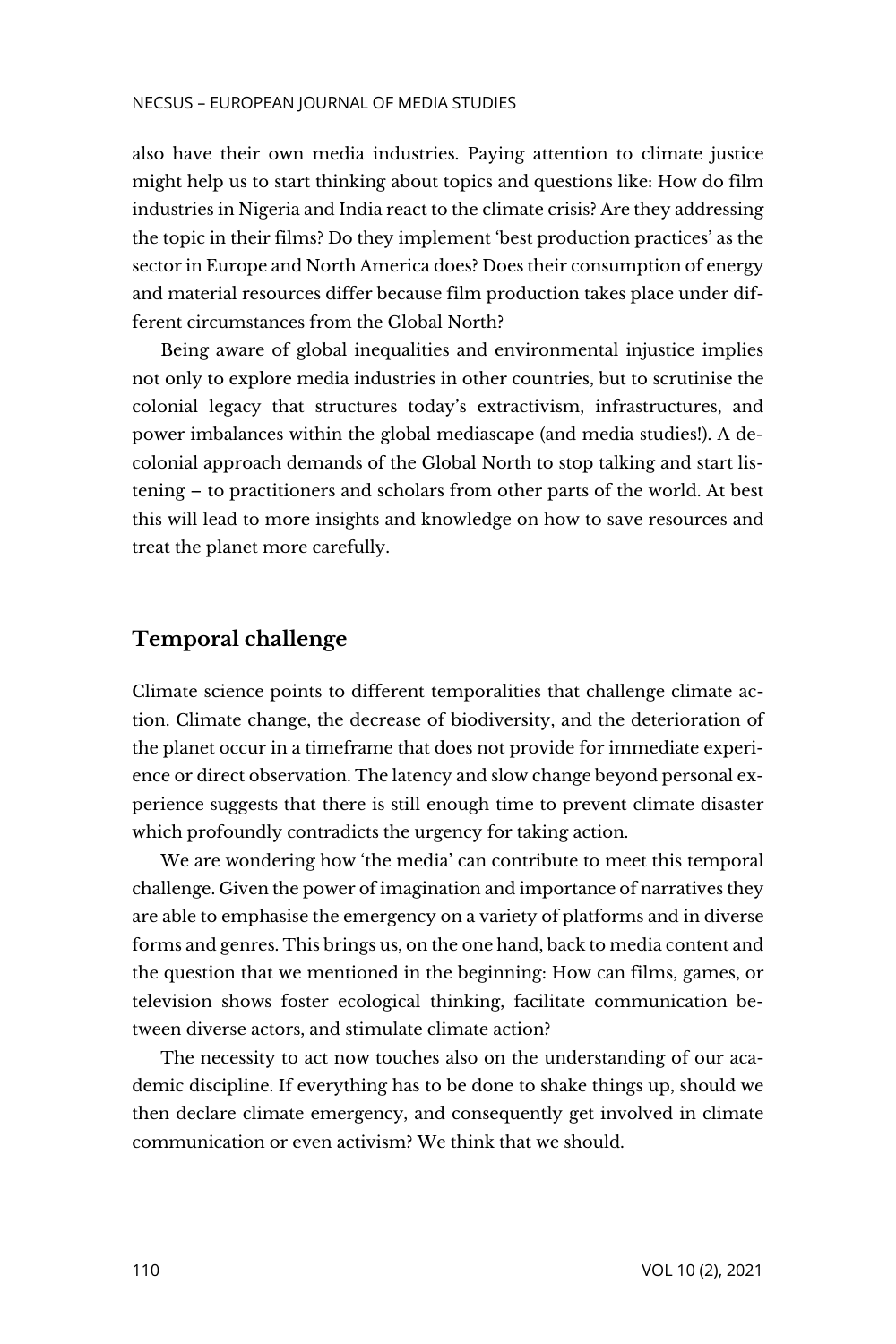also have their own media industries. Paying attention to climate justice might help us to start thinking about topics and questions like: How do film industries in Nigeria and India react to the climate crisis? Are they addressing the topic in their films? Do they implement 'best production practices' as the sector in Europe and North America does? Does their consumption of energy and material resources differ because film production takes place under different circumstances from the Global North?

Being aware of global inequalities and environmental injustice implies not only to explore media industries in other countries, but to scrutinise the colonial legacy that structures today's extractivism, infrastructures, and power imbalances within the global mediascape (and media studies!). A decolonial approach demands of the Global North to stop talking and start listening – to practitioners and scholars from other parts of the world. At best this will lead to more insights and knowledge on how to save resources and treat the planet more carefully.

## Temporal challenge

Climate science points to different temporalities that challenge climate action. Climate change, the decrease of biodiversity, and the deterioration of the planet occur in a timeframe that does not provide for immediate experience or direct observation. The latency and slow change beyond personal experience suggests that there is still enough time to prevent climate disaster which profoundly contradicts the urgency for taking action.

We are wondering how 'the media' can contribute to meet this temporal challenge. Given the power of imagination and importance of narratives they are able to emphasise the emergency on a variety of platforms and in diverse forms and genres. This brings us, on the one hand, back to media content and the question that we mentioned in the beginning: How can films, games, or television shows foster ecological thinking, facilitate communication between diverse actors, and stimulate climate action?

The necessity to act now touches also on the understanding of our academic discipline. If everything has to be done to shake things up, should we then declare climate emergency, and consequently get involved in climate communication or even activism? We think that we should.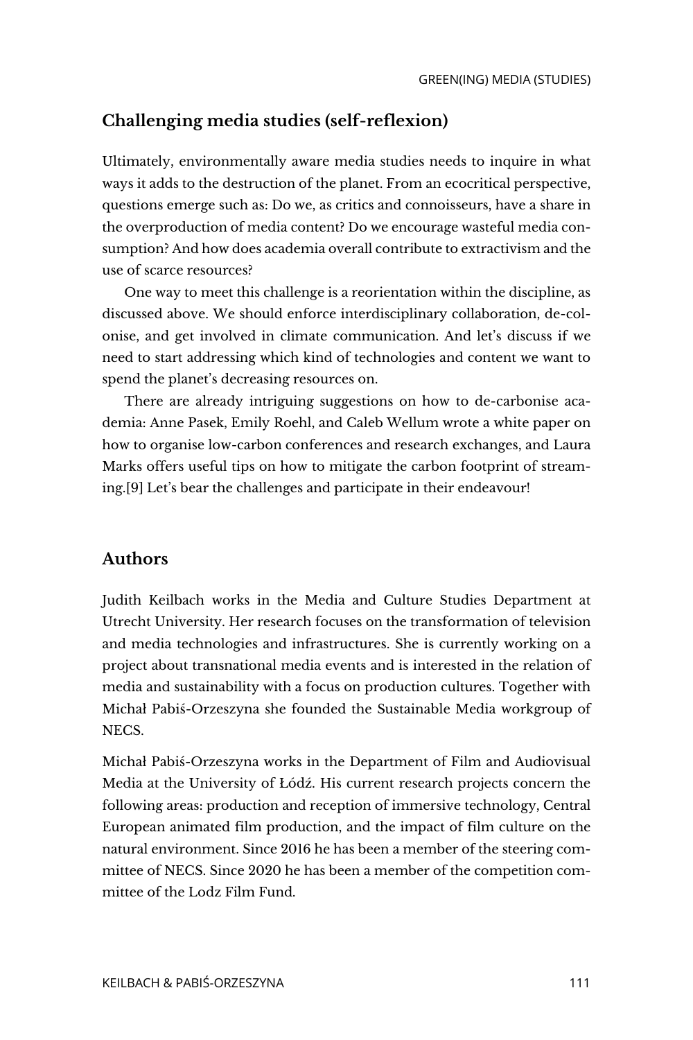## Challenging media studies (self-reflexion)

Ultimately, environmentally aware media studies needs to inquire in what ways it adds to the destruction of the planet. From an ecocritical perspective, questions emerge such as: Do we, as critics and connoisseurs, have a share in the overproduction of media content? Do we encourage wasteful media consumption? And how does academia overall contribute to extractivism and the use of scarce resources?

One way to meet this challenge is a reorientation within the discipline, as discussed above. We should enforce interdisciplinary collaboration, de-colonise, and get involved in climate communication. And let's discuss if we need to start addressing which kind of technologies and content we want to spend the planet's decreasing resources on.

There are already intriguing suggestions on how to de-carbonise academia: Anne Pasek, Emily Roehl, and Caleb Wellum wrote a white paper on how to organise low-carbon conferences and research exchanges, and Laura Marks offers useful tips on how to mitigate the carbon footprint of streaming.[9] Let's bear the challenges and participate in their endeavour!

## Authors

Judith Keilbach works in the Media and Culture Studies Department at Utrecht University. Her research focuses on the transformation of television and media technologies and infrastructures. She is currently working on a project about transnational media events and is interested in the relation of media and sustainability with a focus on production cultures. Together with Michał Pabiś-Orzeszyna she founded the Sustainable Media workgroup of NECS.

Michał Pabiś-Orzeszyna works in the Department of Film and Audiovisual Media at the University of Łódź. His current research projects concern the following areas: production and reception of immersive technology, Central European animated film production, and the impact of film culture on the natural environment. Since 2016 he has been a member of the steering committee of NECS. Since 2020 he has been a member of the competition committee of the Lodz Film Fund.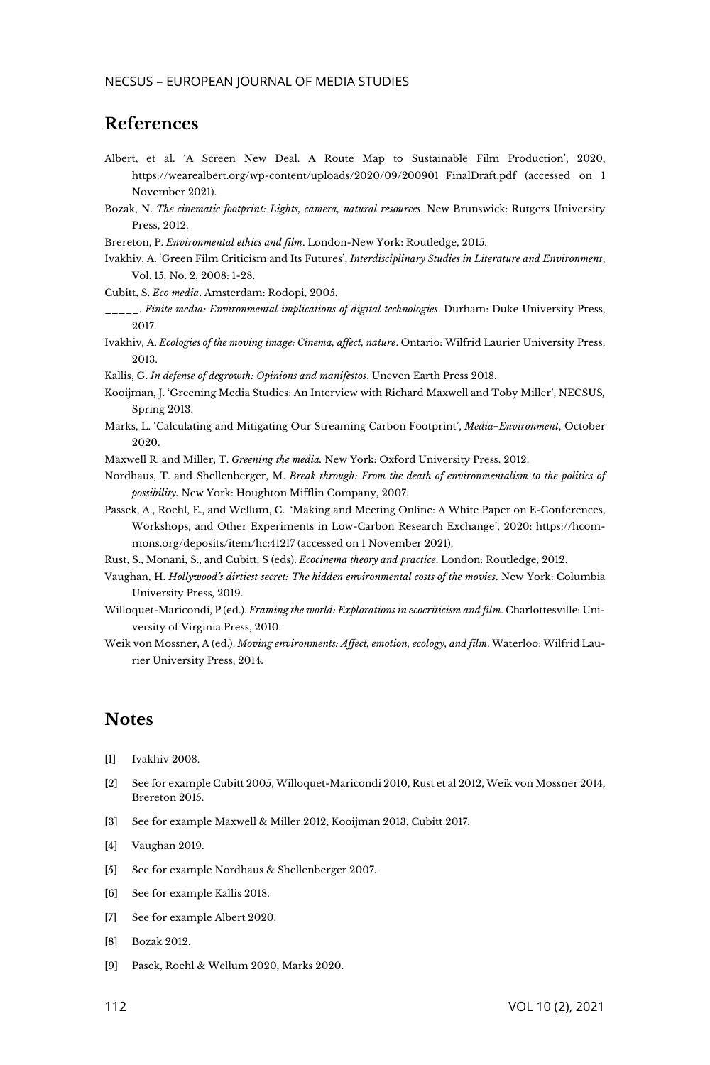## References

Albert, et al. 'A Screen New Deal. A Route Map to Sustainable Film Production', 2020, https://wearealbert.org/wp-content/uploads/2020/09/200901_FinalDraft.pdf (accessed on 1 November 2021).

Bozak, N. *The cinematic footprint: Lights, camera, natural resources*. New Brunswick: Rutgers University Press, 2012.

Brereton, P. *Environmental ethics and film*. London-New York: Routledge, 2015.

Ivakhiv, A. 'Green Film Criticism and Its Futures', *Interdisciplinary Studies in Literature and Environment*, Vol. 15, No. 2, 2008: 1-28.

Cubitt, S. *Eco media*. Amsterdam: Rodopi, 2005.

_____. *Finite media: Environmental implications of digital technologies*. Durham: Duke University Press, 2017.

Ivakhiv, A. *Ecologies of the moving image: Cinema, affect, nature*. Ontario: Wilfrid Laurier University Press, 2013.

Kallis, G. *In defense of degrowth: Opinions and manifestos*. Uneven Earth Press 2018.

Kooijman, J. 'Greening Media Studies: An Interview with Richard Maxwell and Toby Miller', NECSUS, Spring 2013.

Marks, L. 'Calculating and Mitigating Our Streaming Carbon Footprint', *Media+Environment*, October 2020.

Maxwell R. and Miller, T. *Greening the media*. New York: Oxford University Press. 2012.

Nordhaus, T. and Shellenberger, M. *Break through: From the death of environmentalism to the politics of possibility*. New York: Houghton Mifflin Company, 2007.

Passek, A., Roehl, E., and Wellum, C. 'Making and Meeting Online: A White Paper on E-Conferences, Workshops, and Other Experiments in Low-Carbon Research Exchange', 2020: https://hcommons.org/deposits/item/hc:41217 (accessed on 1 November 2021).

Rust, S., Monani, S., and Cubitt, S (eds). *Ecocinema theory and practice*. London: Routledge, 2012.

Vaughan, H. *Hollywood's dirtiest secret: The hidden environmental costs of the movies*. New York: Columbia University Press, 2019.

Willoquet-Maricondi, P (ed.). *Framing the world: Explorations in ecocriticism and film*. Charlottesville: University of Virginia Press, 2010.

Weik von Mossner, A (ed.). *Moving environments: Affect, emotion, ecology, and film*. Waterloo: Wilfrid Laurier University Press, 2014.

## Notes

[1] Ivakhiv 2008.

[2] See for example Cubitt 2005, Willoquet-Maricondi 2010, Rust et al 2012, Weik von Mossner 2014, Brereton 2015.

[3] See for example Maxwell & Miller 2012, Kooijman 2013, Cubitt 2017.

[4] Vaughan 2019.

[5] See for example Nordhaus & Shellenberger 2007.

[6] See for example Kallis 2018.

[7] See for example Albert 2020.

[8] Bozak 2012.

[9] Pasek, Roehl & Wellum 2020, Marks 2020.